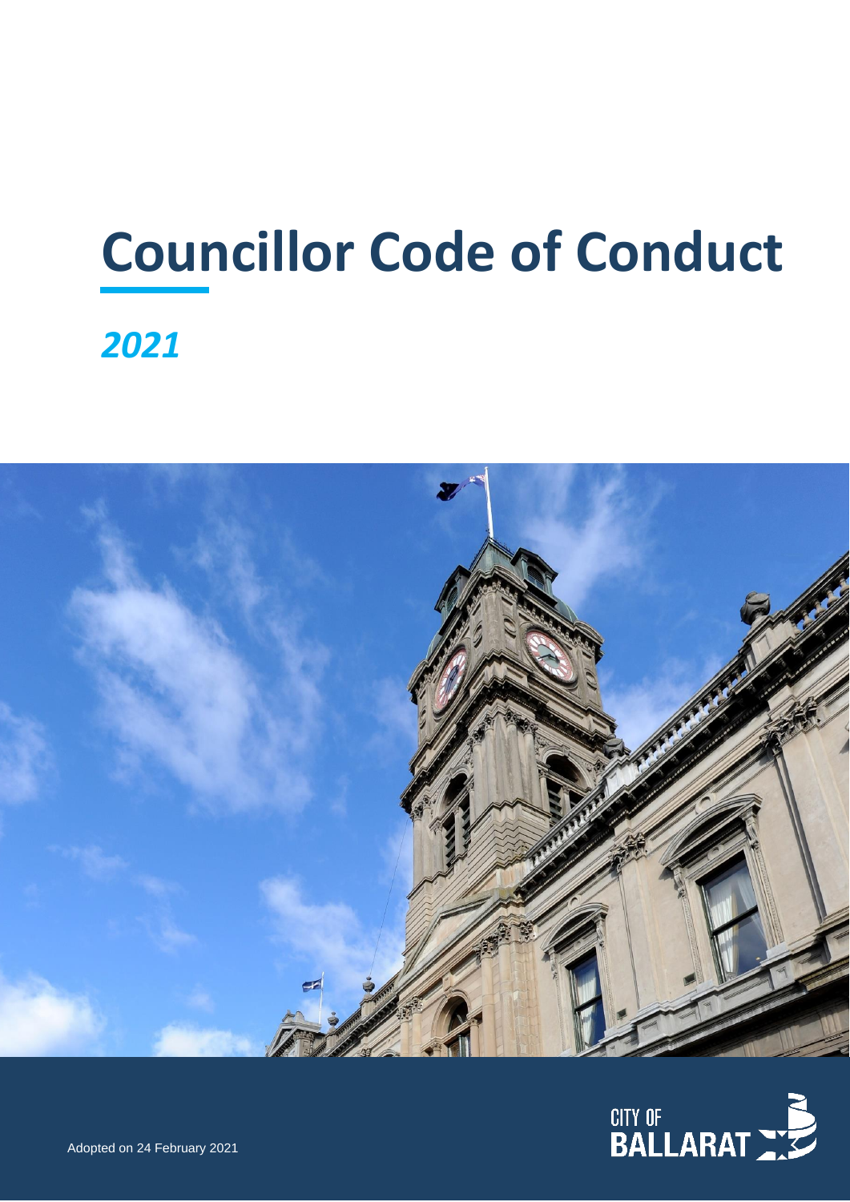# Councillor Code of Conduct

*2021*

Adopted on 24 February 2021

CITY OF BALLARAT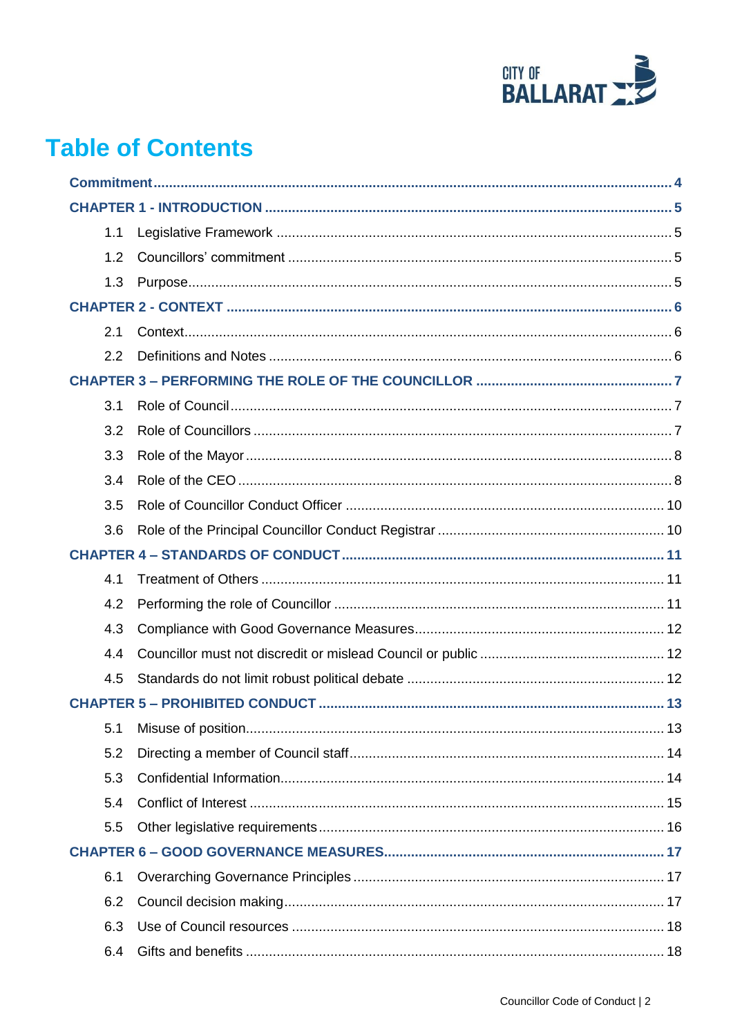# Table of Contents

**Commitment** ..... **4**

**CHAPTER 1 - INTRODUCTION** ..... **5**

- 1.1 Legislative Framework ..... 5
- 1.2 Councillors' commitment ..... 5
- 1.3 Purpose ..... 5

**CHAPTER 2 - CONTEXT** ..... **6**

- 2.1 Context ..... 6
- 2.2 Definitions and Notes ..... 6

**CHAPTER 3 – PERFORMING THE ROLE OF THE COUNCILLOR** ..... **7**

- 3.1 Role of Council ..... 7
- 3.2 Role of Councillors ..... 7
- 3.3 Role of the Mayor ..... 8
- 3.4 Role of the CEO ..... 8
- 3.5 Role of Councillor Conduct Officer ..... 10
- 3.6 Role of the Principal Councillor Conduct Registrar ..... 10

**CHAPTER 4 – STANDARDS OF CONDUCT** ..... **11**

- 4.1 Treatment of Others ..... 11
- 4.2 Performing the role of Councillor ..... 11
- 4.3 Compliance with Good Governance Measures ..... 12
- 4.4 Councillor must not discredit or mislead Council or public ..... 12
- 4.5 Standards do not limit robust political debate ..... 12

**CHAPTER 5 – PROHIBITED CONDUCT** ..... **13**

- 5.1 Misuse of position ..... 13
- 5.2 Directing a member of Council staff ..... 14
- 5.3 Confidential Information ..... 14
- 5.4 Conflict of Interest ..... 15
- 5.5 Other legislative requirements ..... 16

**CHAPTER 6 – GOOD GOVERNANCE MEASURES** ..... **17**

- 6.1 Overarching Governance Principles ..... 17
- 6.2 Council decision making ..... 17
- 6.3 Use of Council resources ..... 18
- 6.4 Gifts and benefits ..... 18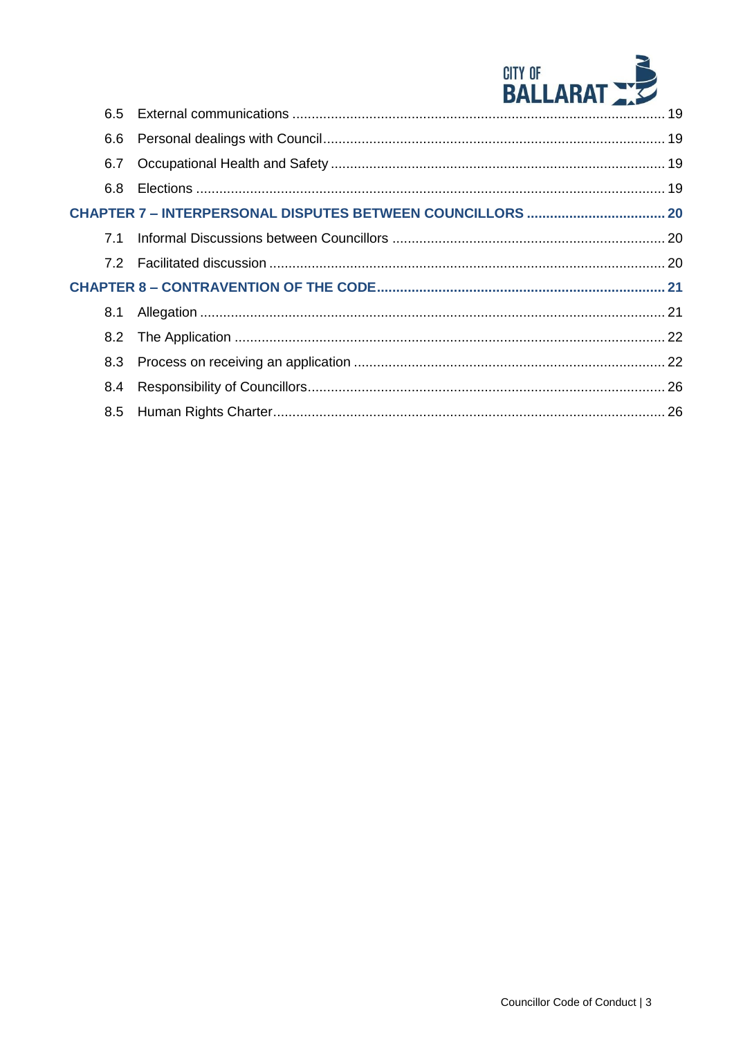6.5 External communications ... 19

6.6 Personal dealings with Council ... 19

6.7 Occupational Health and Safety ... 19

6.8 Elections ... 19

**CHAPTER 7 – INTERPERSONAL DISPUTES BETWEEN COUNCILLORS ... 20**

7.1 Informal Discussions between Councillors ... 20

7.2 Facilitated discussion ... 20

**CHAPTER 8 – CONTRAVENTION OF THE CODE ... 21**

8.1 Allegation ... 21

8.2 The Application ... 22

8.3 Process on receiving an application ... 22

8.4 Responsibility of Councillors ... 26

8.5 Human Rights Charter ... 26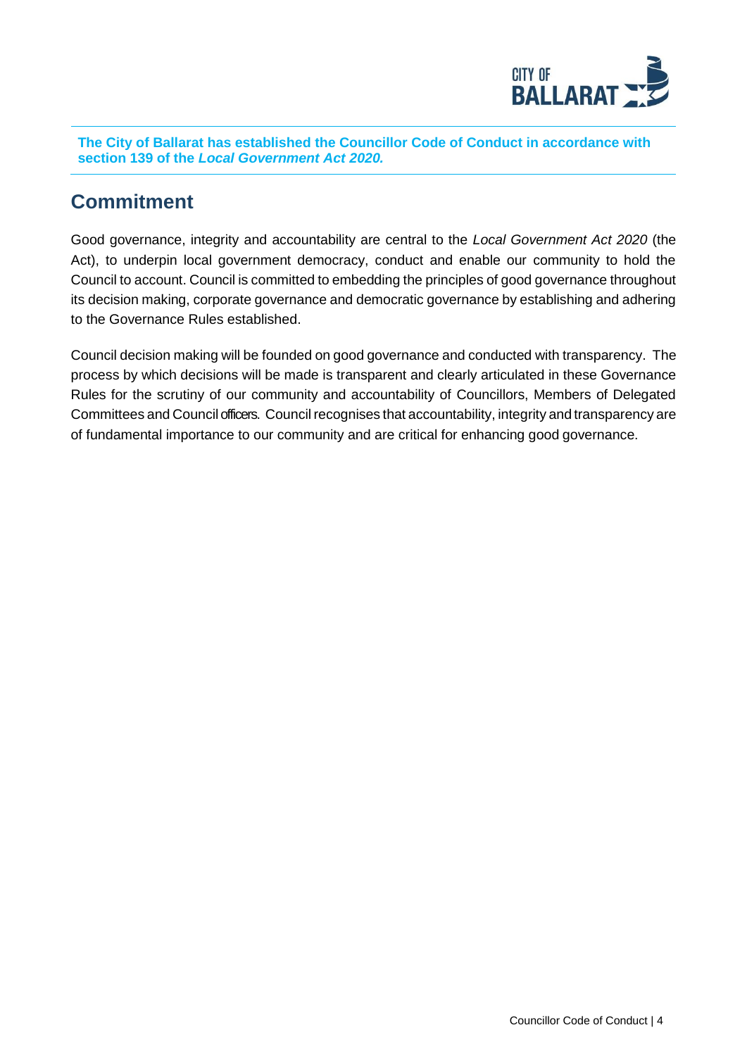**The City of Ballarat has established the Councillor Code of Conduct in accordance with section 139 of the *Local Government Act 2020.***

## Commitment

Good governance, integrity and accountability are central to the *Local Government Act 2020* (the Act), to underpin local government democracy, conduct and enable our community to hold the Council to account. Council is committed to embedding the principles of good governance throughout its decision making, corporate governance and democratic governance by establishing and adhering to the Governance Rules established.

Council decision making will be founded on good governance and conducted with transparency. The process by which decisions will be made is transparent and clearly articulated in these Governance Rules for the scrutiny of our community and accountability of Councillors, Members of Delegated Committees and Council officers. Council recognises that accountability, integrity and transparency are of fundamental importance to our community and are critical for enhancing good governance.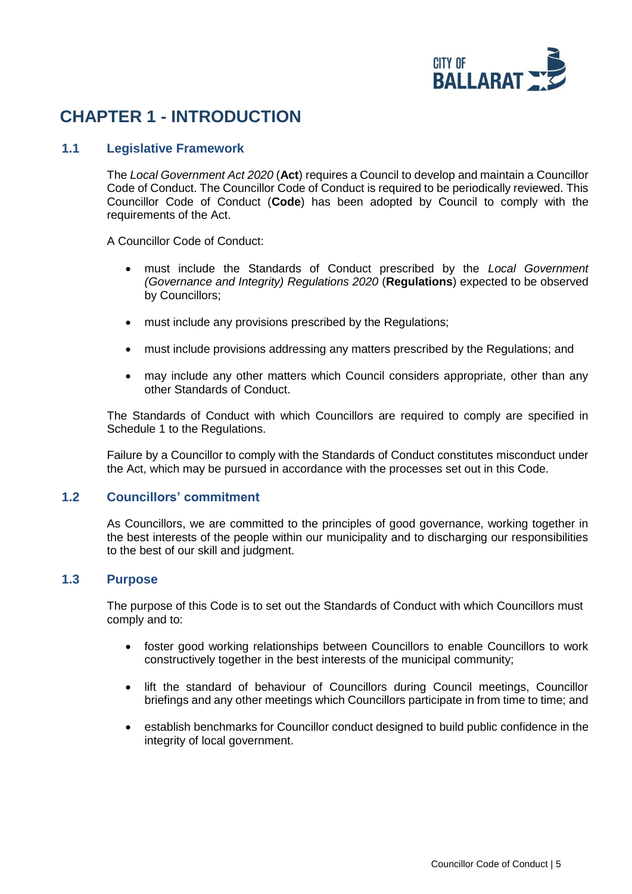# CHAPTER 1 - INTRODUCTION

## 1.1 Legislative Framework

The *Local Government Act 2020* (**Act**) requires a Council to develop and maintain a Councillor Code of Conduct. The Councillor Code of Conduct is required to be periodically reviewed. This Councillor Code of Conduct (**Code**) has been adopted by Council to comply with the requirements of the Act.

A Councillor Code of Conduct:

- must include the Standards of Conduct prescribed by the *Local Government (Governance and Integrity) Regulations 2020* (**Regulations**) expected to be observed by Councillors;
- must include any provisions prescribed by the Regulations;
- must include provisions addressing any matters prescribed by the Regulations; and
- may include any other matters which Council considers appropriate, other than any other Standards of Conduct.

The Standards of Conduct with which Councillors are required to comply are specified in Schedule 1 to the Regulations.

Failure by a Councillor to comply with the Standards of Conduct constitutes misconduct under the Act, which may be pursued in accordance with the processes set out in this Code.

## 1.2 Councillors' commitment

As Councillors, we are committed to the principles of good governance, working together in the best interests of the people within our municipality and to discharging our responsibilities to the best of our skill and judgment.

## 1.3 Purpose

The purpose of this Code is to set out the Standards of Conduct with which Councillors must comply and to:

- foster good working relationships between Councillors to enable Councillors to work constructively together in the best interests of the municipal community;
- lift the standard of behaviour of Councillors during Council meetings, Councillor briefings and any other meetings which Councillors participate in from time to time; and
- establish benchmarks for Councillor conduct designed to build public confidence in the integrity of local government.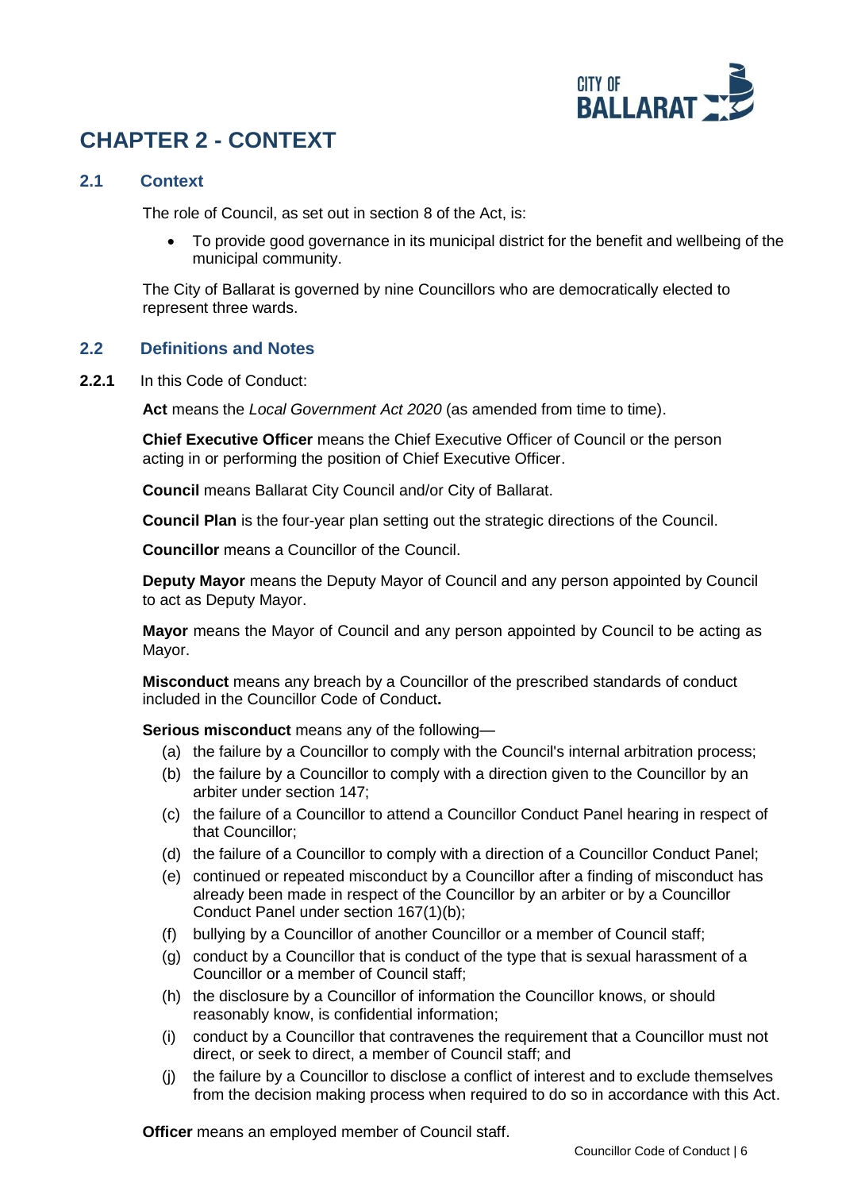# CHAPTER 2 - CONTEXT

## 2.1 Context

The role of Council, as set out in section 8 of the Act, is:

- To provide good governance in its municipal district for the benefit and wellbeing of the municipal community.

The City of Ballarat is governed by nine Councillors who are democratically elected to represent three wards.

## 2.2 Definitions and Notes

**2.2.1** In this Code of Conduct:

**Act** means the *Local Government Act 2020* (as amended from time to time).

**Chief Executive Officer** means the Chief Executive Officer of Council or the person acting in or performing the position of Chief Executive Officer.

**Council** means Ballarat City Council and/or City of Ballarat.

**Council Plan** is the four-year plan setting out the strategic directions of the Council.

**Councillor** means a Councillor of the Council.

**Deputy Mayor** means the Deputy Mayor of Council and any person appointed by Council to act as Deputy Mayor.

**Mayor** means the Mayor of Council and any person appointed by Council to be acting as Mayor.

**Misconduct** means any breach by a Councillor of the prescribed standards of conduct included in the Councillor Code of Conduct**.**

**Serious misconduct** means any of the following—

(a) the failure by a Councillor to comply with the Council's internal arbitration process;

(b) the failure by a Councillor to comply with a direction given to the Councillor by an arbiter under section 147;

(c) the failure of a Councillor to attend a Councillor Conduct Panel hearing in respect of that Councillor;

(d) the failure of a Councillor to comply with a direction of a Councillor Conduct Panel;

(e) continued or repeated misconduct by a Councillor after a finding of misconduct has already been made in respect of the Councillor by an arbiter or by a Councillor Conduct Panel under section 167(1)(b);

(f) bullying by a Councillor of another Councillor or a member of Council staff;

(g) conduct by a Councillor that is conduct of the type that is sexual harassment of a Councillor or a member of Council staff;

(h) the disclosure by a Councillor of information the Councillor knows, or should reasonably know, is confidential information;

(i) conduct by a Councillor that contravenes the requirement that a Councillor must not direct, or seek to direct, a member of Council staff; and

(j) the failure by a Councillor to disclose a conflict of interest and to exclude themselves from the decision making process when required to do so in accordance with this Act.

**Officer** means an employed member of Council staff.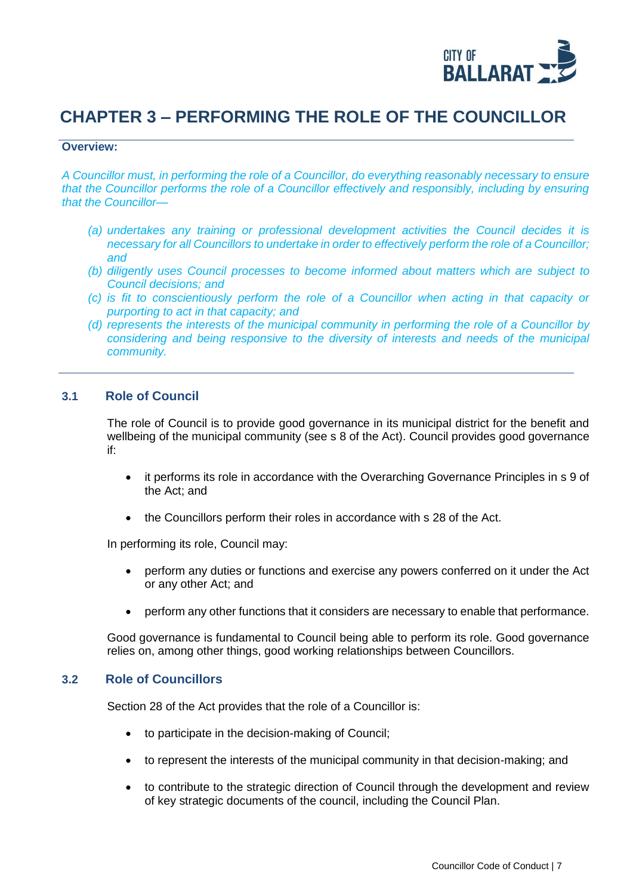# CHAPTER 3 – PERFORMING THE ROLE OF THE COUNCILLOR

**Overview:**

*A Councillor must, in performing the role of a Councillor, do everything reasonably necessary to ensure that the Councillor performs the role of a Councillor effectively and responsibly, including by ensuring that the Councillor—*

- *(a) undertakes any training or professional development activities the Council decides it is necessary for all Councillors to undertake in order to effectively perform the role of a Councillor; and*
- *(b) diligently uses Council processes to become informed about matters which are subject to Council decisions; and*
- *(c) is fit to conscientiously perform the role of a Councillor when acting in that capacity or purporting to act in that capacity; and*
- *(d) represents the interests of the municipal community in performing the role of a Councillor by considering and being responsive to the diversity of interests and needs of the municipal community.*

## 3.1 Role of Council

The role of Council is to provide good governance in its municipal district for the benefit and wellbeing of the municipal community (see s 8 of the Act). Council provides good governance if:

- it performs its role in accordance with the Overarching Governance Principles in s 9 of the Act; and
- the Councillors perform their roles in accordance with s 28 of the Act.

In performing its role, Council may:

- perform any duties or functions and exercise any powers conferred on it under the Act or any other Act; and
- perform any other functions that it considers are necessary to enable that performance.

Good governance is fundamental to Council being able to perform its role. Good governance relies on, among other things, good working relationships between Councillors.

## 3.2 Role of Councillors

Section 28 of the Act provides that the role of a Councillor is:

- to participate in the decision-making of Council;
- to represent the interests of the municipal community in that decision-making; and
- to contribute to the strategic direction of Council through the development and review of key strategic documents of the council, including the Council Plan.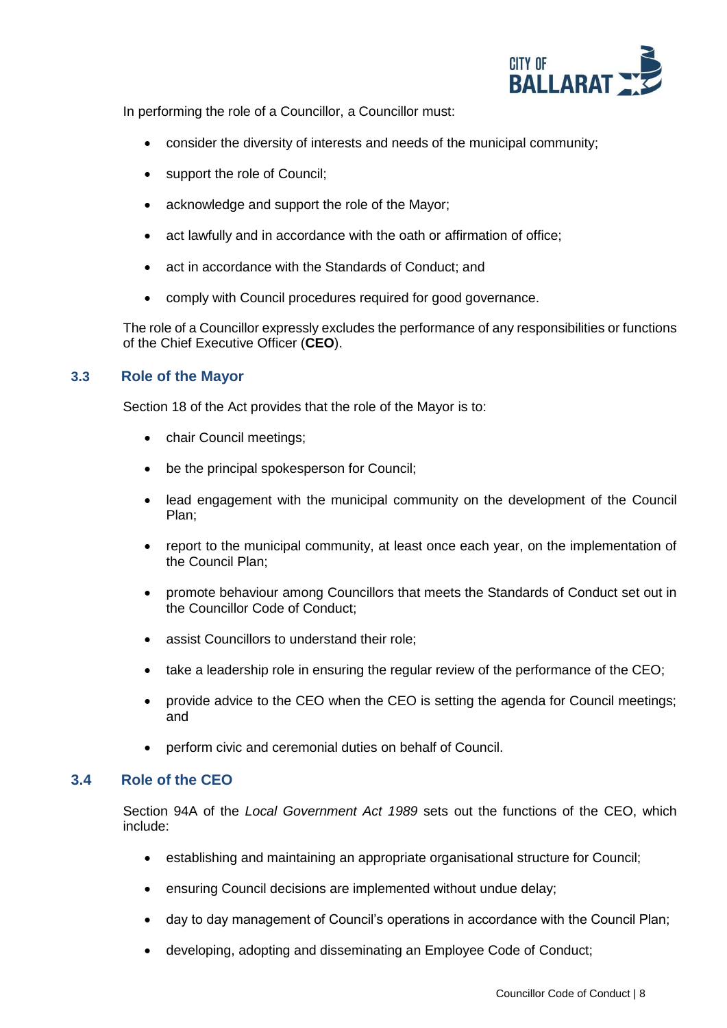In performing the role of a Councillor, a Councillor must:

- consider the diversity of interests and needs of the municipal community;
- support the role of Council;
- acknowledge and support the role of the Mayor;
- act lawfully and in accordance with the oath or affirmation of office;
- act in accordance with the Standards of Conduct; and
- comply with Council procedures required for good governance.

The role of a Councillor expressly excludes the performance of any responsibilities or functions of the Chief Executive Officer (**CEO**).

### 3.3 Role of the Mayor

Section 18 of the Act provides that the role of the Mayor is to:

- chair Council meetings;
- be the principal spokesperson for Council;
- lead engagement with the municipal community on the development of the Council Plan;
- report to the municipal community, at least once each year, on the implementation of the Council Plan;
- promote behaviour among Councillors that meets the Standards of Conduct set out in the Councillor Code of Conduct;
- assist Councillors to understand their role;
- take a leadership role in ensuring the regular review of the performance of the CEO;
- provide advice to the CEO when the CEO is setting the agenda for Council meetings; and
- perform civic and ceremonial duties on behalf of Council.

### 3.4 Role of the CEO

Section 94A of the *Local Government Act 1989* sets out the functions of the CEO, which include:

- establishing and maintaining an appropriate organisational structure for Council;
- ensuring Council decisions are implemented without undue delay;
- day to day management of Council's operations in accordance with the Council Plan;
- developing, adopting and disseminating an Employee Code of Conduct;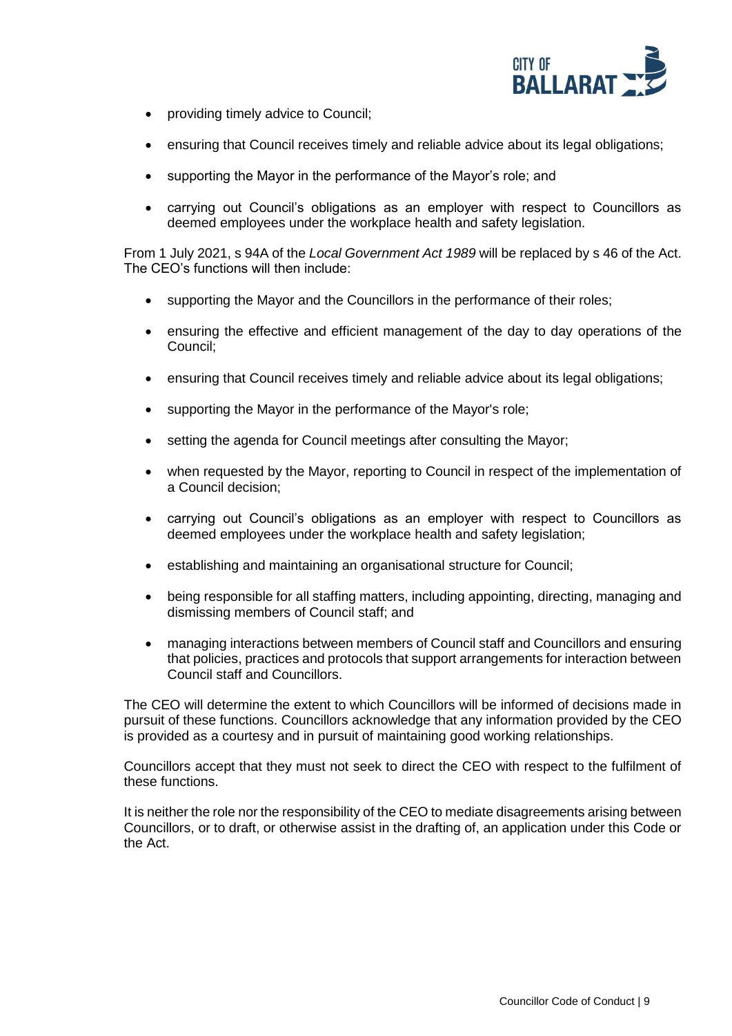- providing timely advice to Council;
- ensuring that Council receives timely and reliable advice about its legal obligations;
- supporting the Mayor in the performance of the Mayor's role; and
- carrying out Council's obligations as an employer with respect to Councillors as deemed employees under the workplace health and safety legislation.

From 1 July 2021, s 94A of the *Local Government Act 1989* will be replaced by s 46 of the Act. The CEO's functions will then include:

- supporting the Mayor and the Councillors in the performance of their roles;
- ensuring the effective and efficient management of the day to day operations of the Council;
- ensuring that Council receives timely and reliable advice about its legal obligations;
- supporting the Mayor in the performance of the Mayor's role;
- setting the agenda for Council meetings after consulting the Mayor;
- when requested by the Mayor, reporting to Council in respect of the implementation of a Council decision;
- carrying out Council's obligations as an employer with respect to Councillors as deemed employees under the workplace health and safety legislation;
- establishing and maintaining an organisational structure for Council;
- being responsible for all staffing matters, including appointing, directing, managing and dismissing members of Council staff; and
- managing interactions between members of Council staff and Councillors and ensuring that policies, practices and protocols that support arrangements for interaction between Council staff and Councillors.

The CEO will determine the extent to which Councillors will be informed of decisions made in pursuit of these functions. Councillors acknowledge that any information provided by the CEO is provided as a courtesy and in pursuit of maintaining good working relationships.

Councillors accept that they must not seek to direct the CEO with respect to the fulfilment of these functions.

It is neither the role nor the responsibility of the CEO to mediate disagreements arising between Councillors, or to draft, or otherwise assist in the drafting of, an application under this Code or the Act.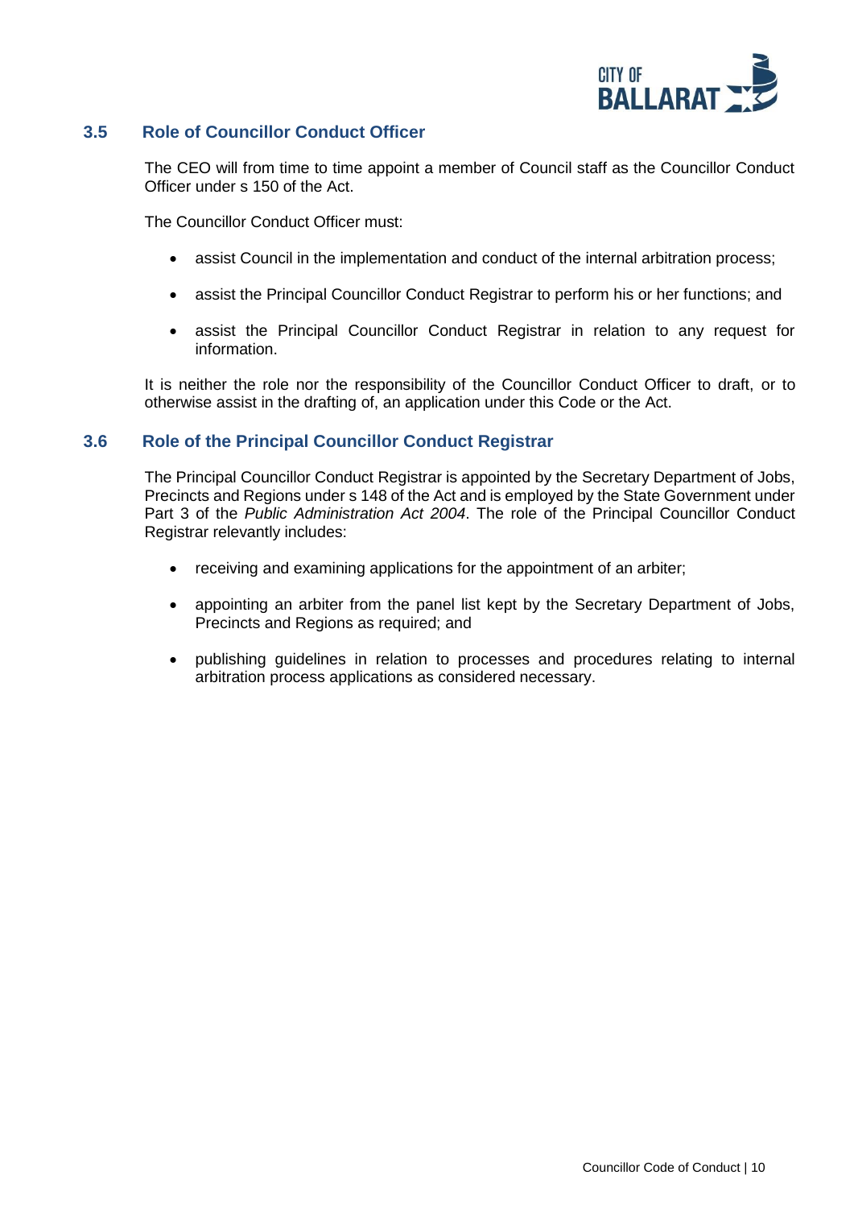### 3.5 Role of Councillor Conduct Officer

The CEO will from time to time appoint a member of Council staff as the Councillor Conduct Officer under s 150 of the Act.

The Councillor Conduct Officer must:

- assist Council in the implementation and conduct of the internal arbitration process;
- assist the Principal Councillor Conduct Registrar to perform his or her functions; and
- assist the Principal Councillor Conduct Registrar in relation to any request for information.

It is neither the role nor the responsibility of the Councillor Conduct Officer to draft, or to otherwise assist in the drafting of, an application under this Code or the Act.

### 3.6 Role of the Principal Councillor Conduct Registrar

The Principal Councillor Conduct Registrar is appointed by the Secretary Department of Jobs, Precincts and Regions under s 148 of the Act and is employed by the State Government under Part 3 of the *Public Administration Act 2004*. The role of the Principal Councillor Conduct Registrar relevantly includes:

- receiving and examining applications for the appointment of an arbiter;
- appointing an arbiter from the panel list kept by the Secretary Department of Jobs, Precincts and Regions as required; and
- publishing guidelines in relation to processes and procedures relating to internal arbitration process applications as considered necessary.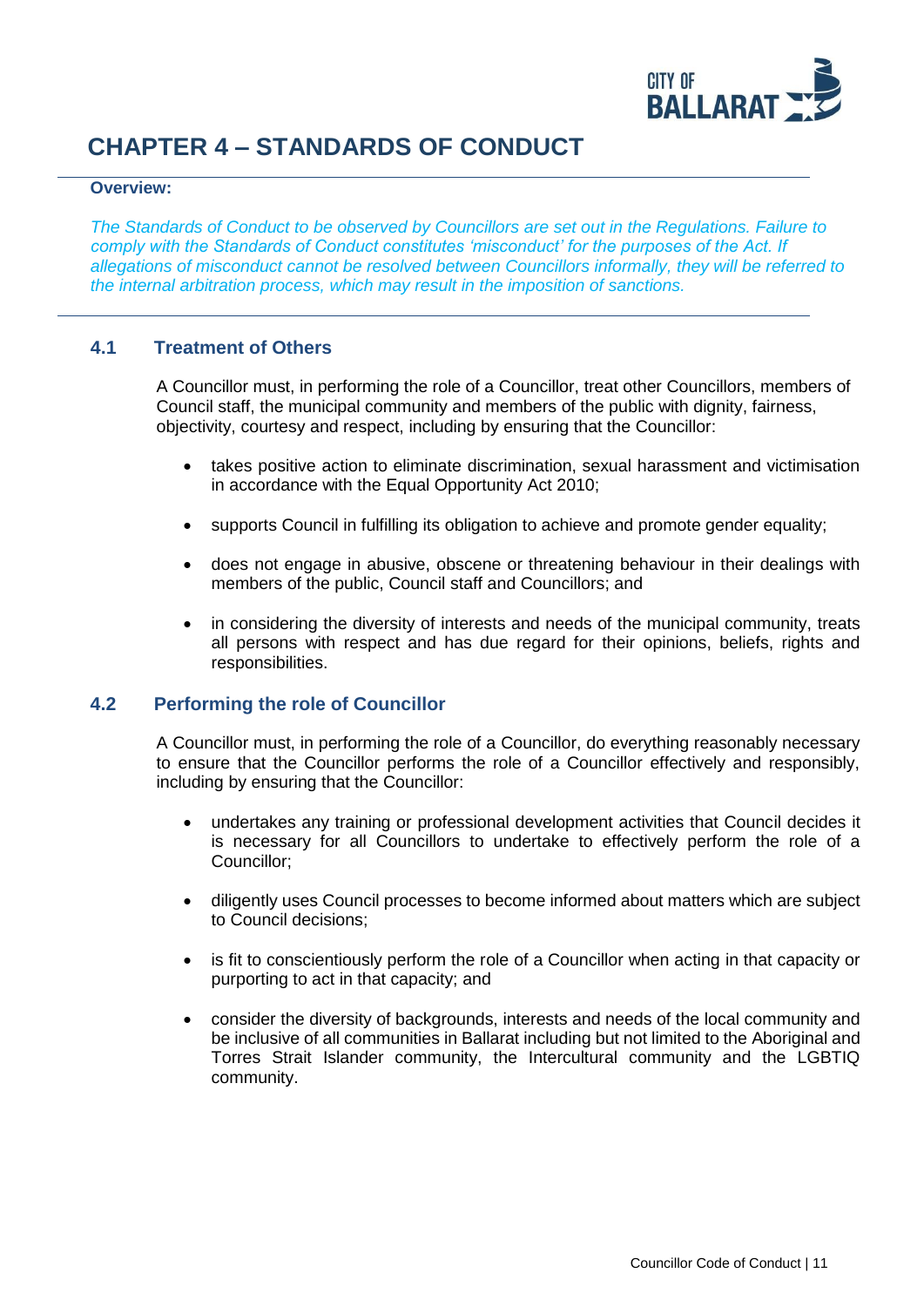# CHAPTER 4 – STANDARDS OF CONDUCT

**Overview:**

*The Standards of Conduct to be observed by Councillors are set out in the Regulations. Failure to comply with the Standards of Conduct constitutes 'misconduct' for the purposes of the Act. If allegations of misconduct cannot be resolved between Councillors informally, they will be referred to the internal arbitration process, which may result in the imposition of sanctions.*

## 4.1 Treatment of Others

A Councillor must, in performing the role of a Councillor, treat other Councillors, members of Council staff, the municipal community and members of the public with dignity, fairness, objectivity, courtesy and respect, including by ensuring that the Councillor:

- takes positive action to eliminate discrimination, sexual harassment and victimisation in accordance with the Equal Opportunity Act 2010;
- supports Council in fulfilling its obligation to achieve and promote gender equality;
- does not engage in abusive, obscene or threatening behaviour in their dealings with members of the public, Council staff and Councillors; and
- in considering the diversity of interests and needs of the municipal community, treats all persons with respect and has due regard for their opinions, beliefs, rights and responsibilities.

## 4.2 Performing the role of Councillor

A Councillor must, in performing the role of a Councillor, do everything reasonably necessary to ensure that the Councillor performs the role of a Councillor effectively and responsibly, including by ensuring that the Councillor:

- undertakes any training or professional development activities that Council decides it is necessary for all Councillors to undertake to effectively perform the role of a Councillor;
- diligently uses Council processes to become informed about matters which are subject to Council decisions;
- is fit to conscientiously perform the role of a Councillor when acting in that capacity or purporting to act in that capacity; and
- consider the diversity of backgrounds, interests and needs of the local community and be inclusive of all communities in Ballarat including but not limited to the Aboriginal and Torres Strait Islander community, the Intercultural community and the LGBTIQ community.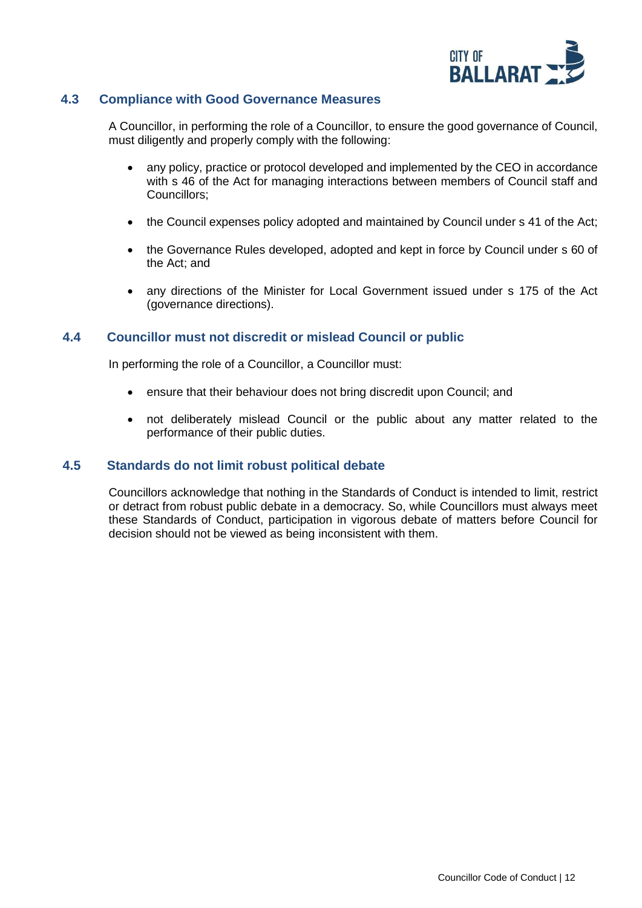### 4.3 Compliance with Good Governance Measures

A Councillor, in performing the role of a Councillor, to ensure the good governance of Council, must diligently and properly comply with the following:

- any policy, practice or protocol developed and implemented by the CEO in accordance with s 46 of the Act for managing interactions between members of Council staff and Councillors;
- the Council expenses policy adopted and maintained by Council under s 41 of the Act;
- the Governance Rules developed, adopted and kept in force by Council under s 60 of the Act; and
- any directions of the Minister for Local Government issued under s 175 of the Act (governance directions).

### 4.4 Councillor must not discredit or mislead Council or public

In performing the role of a Councillor, a Councillor must:

- ensure that their behaviour does not bring discredit upon Council; and
- not deliberately mislead Council or the public about any matter related to the performance of their public duties.

### 4.5 Standards do not limit robust political debate

Councillors acknowledge that nothing in the Standards of Conduct is intended to limit, restrict or detract from robust public debate in a democracy. So, while Councillors must always meet these Standards of Conduct, participation in vigorous debate of matters before Council for decision should not be viewed as being inconsistent with them.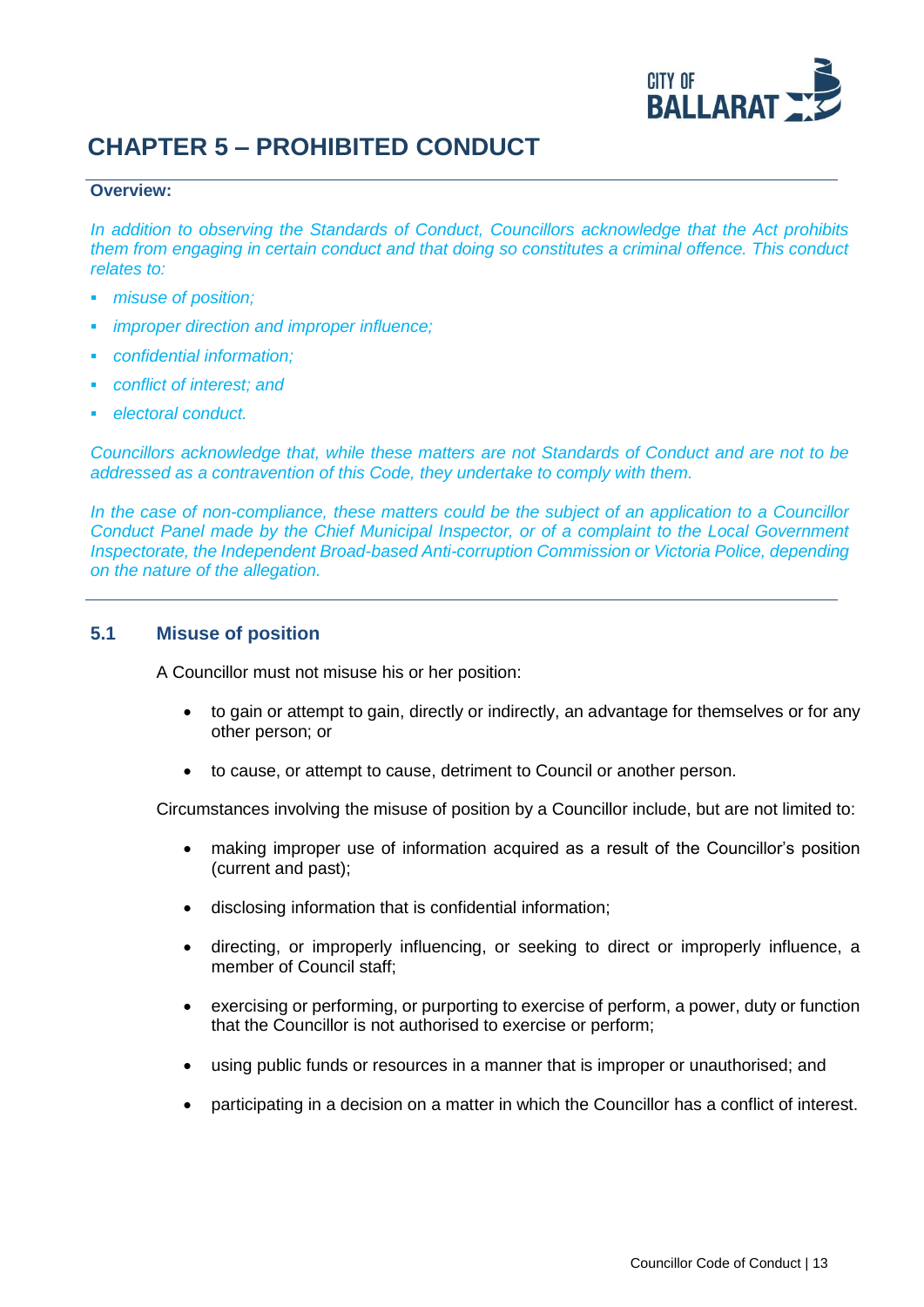# CHAPTER 5 – PROHIBITED CONDUCT

**Overview:**

*In addition to observing the Standards of Conduct, Councillors acknowledge that the Act prohibits them from engaging in certain conduct and that doing so constitutes a criminal offence. This conduct relates to:*

- *misuse of position;*
- *improper direction and improper influence;*
- *confidential information;*
- *conflict of interest; and*
- *electoral conduct.*

*Councillors acknowledge that, while these matters are not Standards of Conduct and are not to be addressed as a contravention of this Code, they undertake to comply with them.*

*In the case of non-compliance, these matters could be the subject of an application to a Councillor Conduct Panel made by the Chief Municipal Inspector, or of a complaint to the Local Government Inspectorate, the Independent Broad-based Anti-corruption Commission or Victoria Police, depending on the nature of the allegation.*

## 5.1 Misuse of position

A Councillor must not misuse his or her position:

- to gain or attempt to gain, directly or indirectly, an advantage for themselves or for any other person; or
- to cause, or attempt to cause, detriment to Council or another person.

Circumstances involving the misuse of position by a Councillor include, but are not limited to:

- making improper use of information acquired as a result of the Councillor's position (current and past);
- disclosing information that is confidential information;
- directing, or improperly influencing, or seeking to direct or improperly influence, a member of Council staff;
- exercising or performing, or purporting to exercise of perform, a power, duty or function that the Councillor is not authorised to exercise or perform;
- using public funds or resources in a manner that is improper or unauthorised; and
- participating in a decision on a matter in which the Councillor has a conflict of interest.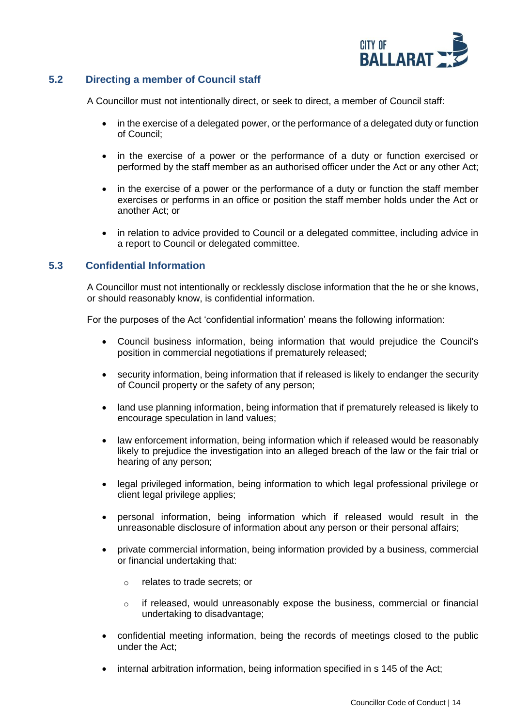### 5.2 Directing a member of Council staff

A Councillor must not intentionally direct, or seek to direct, a member of Council staff:

- in the exercise of a delegated power, or the performance of a delegated duty or function of Council;
- in the exercise of a power or the performance of a duty or function exercised or performed by the staff member as an authorised officer under the Act or any other Act;
- in the exercise of a power or the performance of a duty or function the staff member exercises or performs in an office or position the staff member holds under the Act or another Act; or
- in relation to advice provided to Council or a delegated committee, including advice in a report to Council or delegated committee.

### 5.3 Confidential Information

A Councillor must not intentionally or recklessly disclose information that the he or she knows, or should reasonably know, is confidential information.

For the purposes of the Act 'confidential information' means the following information:

- Council business information, being information that would prejudice the Council's position in commercial negotiations if prematurely released;
- security information, being information that if released is likely to endanger the security of Council property or the safety of any person;
- land use planning information, being information that if prematurely released is likely to encourage speculation in land values;
- law enforcement information, being information which if released would be reasonably likely to prejudice the investigation into an alleged breach of the law or the fair trial or hearing of any person;
- legal privileged information, being information to which legal professional privilege or client legal privilege applies;
- personal information, being information which if released would result in the unreasonable disclosure of information about any person or their personal affairs;
- private commercial information, being information provided by a business, commercial or financial undertaking that:
  - relates to trade secrets; or
  - if released, would unreasonably expose the business, commercial or financial undertaking to disadvantage;
- confidential meeting information, being the records of meetings closed to the public under the Act;
- internal arbitration information, being information specified in s 145 of the Act;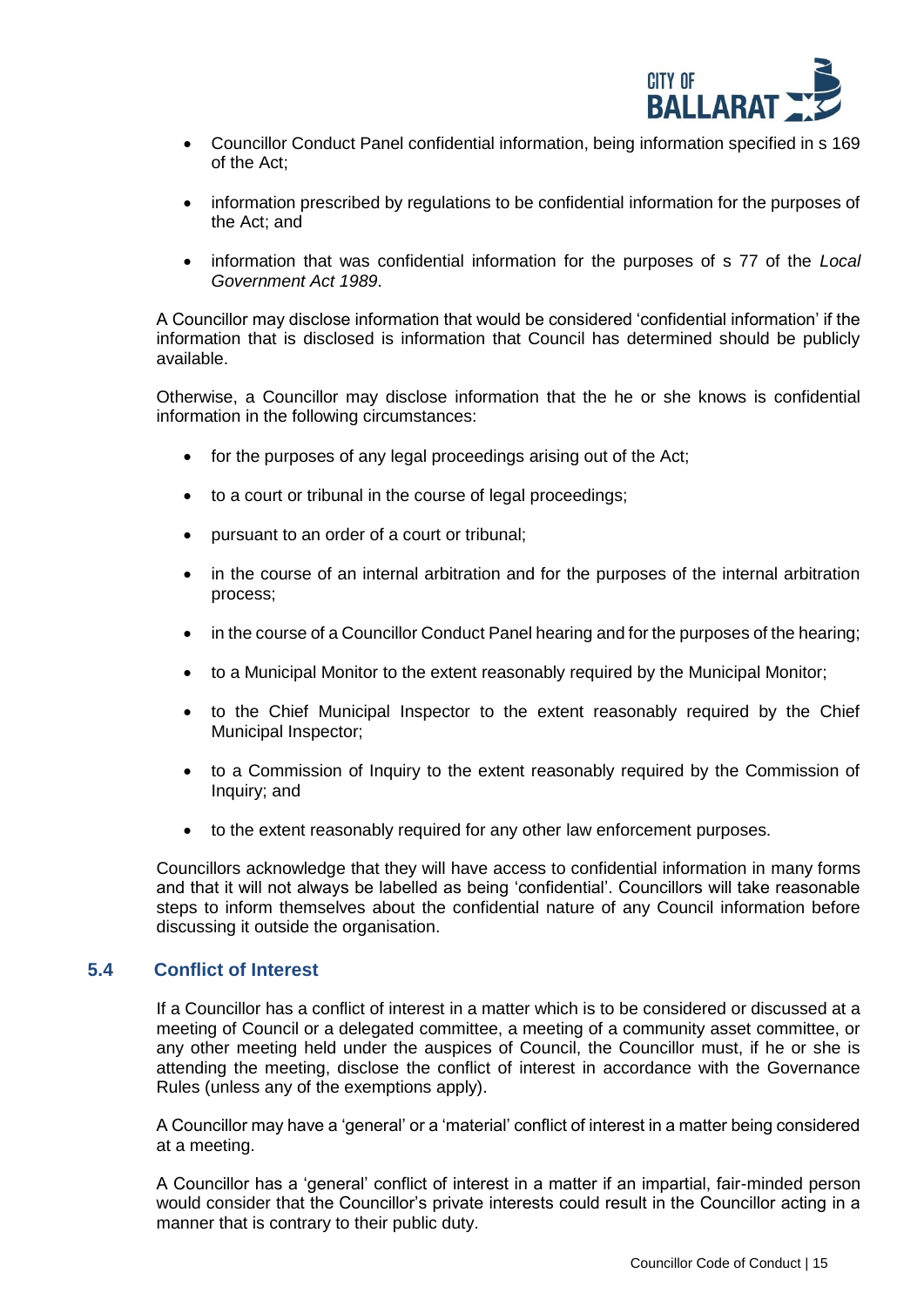- Councillor Conduct Panel confidential information, being information specified in s 169 of the Act;
- information prescribed by regulations to be confidential information for the purposes of the Act; and
- information that was confidential information for the purposes of s 77 of the *Local Government Act 1989*.

A Councillor may disclose information that would be considered 'confidential information' if the information that is disclosed is information that Council has determined should be publicly available.

Otherwise, a Councillor may disclose information that the he or she knows is confidential information in the following circumstances:

- for the purposes of any legal proceedings arising out of the Act;
- to a court or tribunal in the course of legal proceedings;
- pursuant to an order of a court or tribunal;
- in the course of an internal arbitration and for the purposes of the internal arbitration process;
- in the course of a Councillor Conduct Panel hearing and for the purposes of the hearing;
- to a Municipal Monitor to the extent reasonably required by the Municipal Monitor;
- to the Chief Municipal Inspector to the extent reasonably required by the Chief Municipal Inspector;
- to a Commission of Inquiry to the extent reasonably required by the Commission of Inquiry; and
- to the extent reasonably required for any other law enforcement purposes.

Councillors acknowledge that they will have access to confidential information in many forms and that it will not always be labelled as being 'confidential'. Councillors will take reasonable steps to inform themselves about the confidential nature of any Council information before discussing it outside the organisation.

### 5.4 Conflict of Interest

If a Councillor has a conflict of interest in a matter which is to be considered or discussed at a meeting of Council or a delegated committee, a meeting of a community asset committee, or any other meeting held under the auspices of Council, the Councillor must, if he or she is attending the meeting, disclose the conflict of interest in accordance with the Governance Rules (unless any of the exemptions apply).

A Councillor may have a 'general' or a 'material' conflict of interest in a matter being considered at a meeting.

A Councillor has a 'general' conflict of interest in a matter if an impartial, fair-minded person would consider that the Councillor's private interests could result in the Councillor acting in a manner that is contrary to their public duty.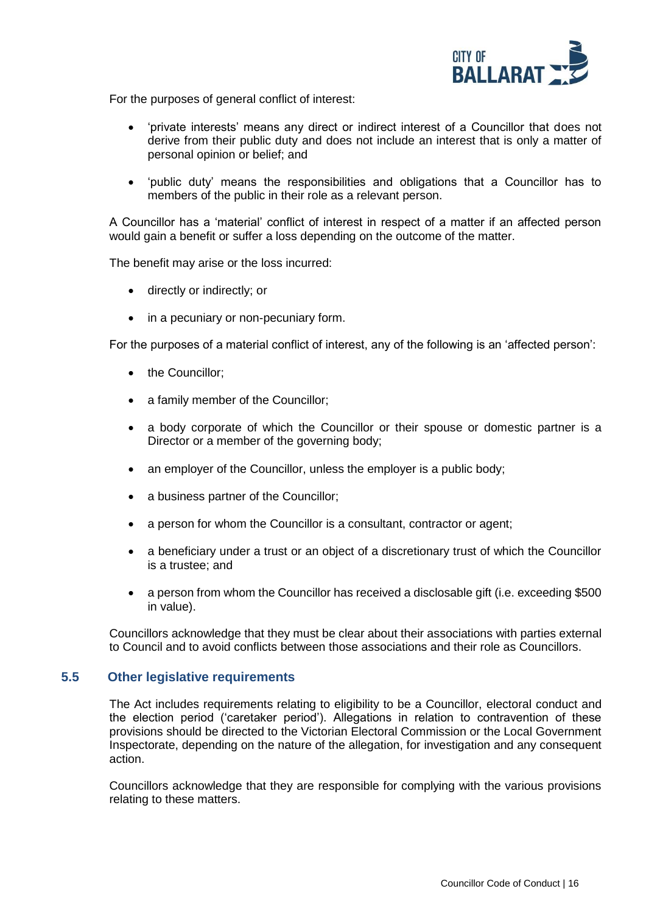For the purposes of general conflict of interest:

- 'private interests' means any direct or indirect interest of a Councillor that does not derive from their public duty and does not include an interest that is only a matter of personal opinion or belief; and
- 'public duty' means the responsibilities and obligations that a Councillor has to members of the public in their role as a relevant person.

A Councillor has a 'material' conflict of interest in respect of a matter if an affected person would gain a benefit or suffer a loss depending on the outcome of the matter.

The benefit may arise or the loss incurred:

- directly or indirectly; or
- in a pecuniary or non-pecuniary form.

For the purposes of a material conflict of interest, any of the following is an 'affected person':

- the Councillor;
- a family member of the Councillor;
- a body corporate of which the Councillor or their spouse or domestic partner is a Director or a member of the governing body;
- an employer of the Councillor, unless the employer is a public body;
- a business partner of the Councillor;
- a person for whom the Councillor is a consultant, contractor or agent;
- a beneficiary under a trust or an object of a discretionary trust of which the Councillor is a trustee; and
- a person from whom the Councillor has received a disclosable gift (i.e. exceeding $500 in value).

Councillors acknowledge that they must be clear about their associations with parties external to Council and to avoid conflicts between those associations and their role as Councillors.

## 5.5 Other legislative requirements

The Act includes requirements relating to eligibility to be a Councillor, electoral conduct and the election period ('caretaker period'). Allegations in relation to contravention of these provisions should be directed to the Victorian Electoral Commission or the Local Government Inspectorate, depending on the nature of the allegation, for investigation and any consequent action.

Councillors acknowledge that they are responsible for complying with the various provisions relating to these matters.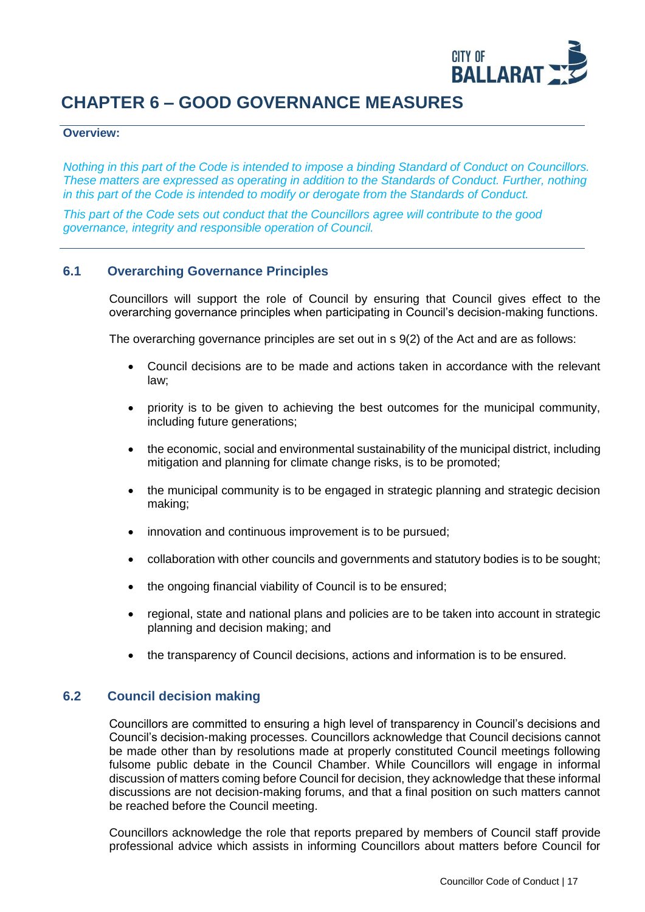# CHAPTER 6 – GOOD GOVERNANCE MEASURES

**Overview:**

*Nothing in this part of the Code is intended to impose a binding Standard of Conduct on Councillors. These matters are expressed as operating in addition to the Standards of Conduct. Further, nothing in this part of the Code is intended to modify or derogate from the Standards of Conduct.*

*This part of the Code sets out conduct that the Councillors agree will contribute to the good governance, integrity and responsible operation of Council.*

## 6.1 Overarching Governance Principles

Councillors will support the role of Council by ensuring that Council gives effect to the overarching governance principles when participating in Council's decision-making functions.

The overarching governance principles are set out in s 9(2) of the Act and are as follows:

- Council decisions are to be made and actions taken in accordance with the relevant law;
- priority is to be given to achieving the best outcomes for the municipal community, including future generations;
- the economic, social and environmental sustainability of the municipal district, including mitigation and planning for climate change risks, is to be promoted;
- the municipal community is to be engaged in strategic planning and strategic decision making;
- innovation and continuous improvement is to be pursued;
- collaboration with other councils and governments and statutory bodies is to be sought;
- the ongoing financial viability of Council is to be ensured;
- regional, state and national plans and policies are to be taken into account in strategic planning and decision making; and
- the transparency of Council decisions, actions and information is to be ensured.

## 6.2 Council decision making

Councillors are committed to ensuring a high level of transparency in Council's decisions and Council's decision-making processes. Councillors acknowledge that Council decisions cannot be made other than by resolutions made at properly constituted Council meetings following fulsome public debate in the Council Chamber. While Councillors will engage in informal discussion of matters coming before Council for decision, they acknowledge that these informal discussions are not decision-making forums, and that a final position on such matters cannot be reached before the Council meeting.

Councillors acknowledge the role that reports prepared by members of Council staff provide professional advice which assists in informing Councillors about matters before Council for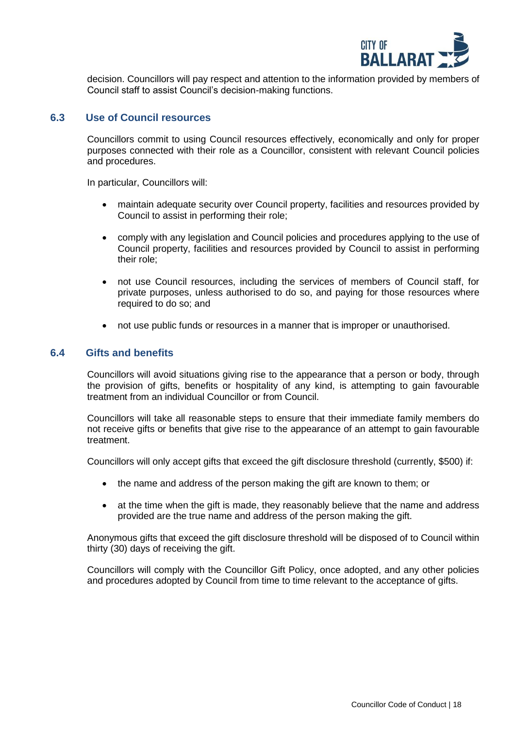decision. Councillors will pay respect and attention to the information provided by members of Council staff to assist Council's decision-making functions.

### 6.3 Use of Council resources

Councillors commit to using Council resources effectively, economically and only for proper purposes connected with their role as a Councillor, consistent with relevant Council policies and procedures.

In particular, Councillors will:

- maintain adequate security over Council property, facilities and resources provided by Council to assist in performing their role;
- comply with any legislation and Council policies and procedures applying to the use of Council property, facilities and resources provided by Council to assist in performing their role;
- not use Council resources, including the services of members of Council staff, for private purposes, unless authorised to do so, and paying for those resources where required to do so; and
- not use public funds or resources in a manner that is improper or unauthorised.

### 6.4 Gifts and benefits

Councillors will avoid situations giving rise to the appearance that a person or body, through the provision of gifts, benefits or hospitality of any kind, is attempting to gain favourable treatment from an individual Councillor or from Council.

Councillors will take all reasonable steps to ensure that their immediate family members do not receive gifts or benefits that give rise to the appearance of an attempt to gain favourable treatment.

Councillors will only accept gifts that exceed the gift disclosure threshold (currently, $500) if:

- the name and address of the person making the gift are known to them; or
- at the time when the gift is made, they reasonably believe that the name and address provided are the true name and address of the person making the gift.

Anonymous gifts that exceed the gift disclosure threshold will be disposed of to Council within thirty (30) days of receiving the gift.

Councillors will comply with the Councillor Gift Policy, once adopted, and any other policies and procedures adopted by Council from time to time relevant to the acceptance of gifts.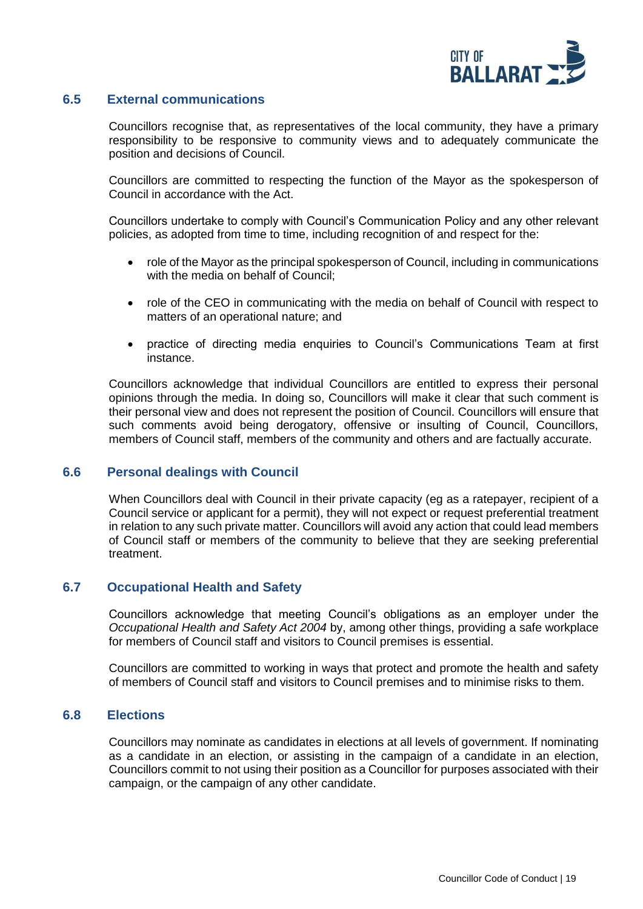### 6.5 External communications

Councillors recognise that, as representatives of the local community, they have a primary responsibility to be responsive to community views and to adequately communicate the position and decisions of Council.

Councillors are committed to respecting the function of the Mayor as the spokesperson of Council in accordance with the Act.

Councillors undertake to comply with Council's Communication Policy and any other relevant policies, as adopted from time to time, including recognition of and respect for the:

- role of the Mayor as the principal spokesperson of Council, including in communications with the media on behalf of Council;
- role of the CEO in communicating with the media on behalf of Council with respect to matters of an operational nature; and
- practice of directing media enquiries to Council's Communications Team at first instance.

Councillors acknowledge that individual Councillors are entitled to express their personal opinions through the media. In doing so, Councillors will make it clear that such comment is their personal view and does not represent the position of Council. Councillors will ensure that such comments avoid being derogatory, offensive or insulting of Council, Councillors, members of Council staff, members of the community and others and are factually accurate.

### 6.6 Personal dealings with Council

When Councillors deal with Council in their private capacity (eg as a ratepayer, recipient of a Council service or applicant for a permit), they will not expect or request preferential treatment in relation to any such private matter. Councillors will avoid any action that could lead members of Council staff or members of the community to believe that they are seeking preferential treatment.

### 6.7 Occupational Health and Safety

Councillors acknowledge that meeting Council's obligations as an employer under the *Occupational Health and Safety Act 2004* by, among other things, providing a safe workplace for members of Council staff and visitors to Council premises is essential.

Councillors are committed to working in ways that protect and promote the health and safety of members of Council staff and visitors to Council premises and to minimise risks to them.

### 6.8 Elections

Councillors may nominate as candidates in elections at all levels of government. If nominating as a candidate in an election, or assisting in the campaign of a candidate in an election, Councillors commit to not using their position as a Councillor for purposes associated with their campaign, or the campaign of any other candidate.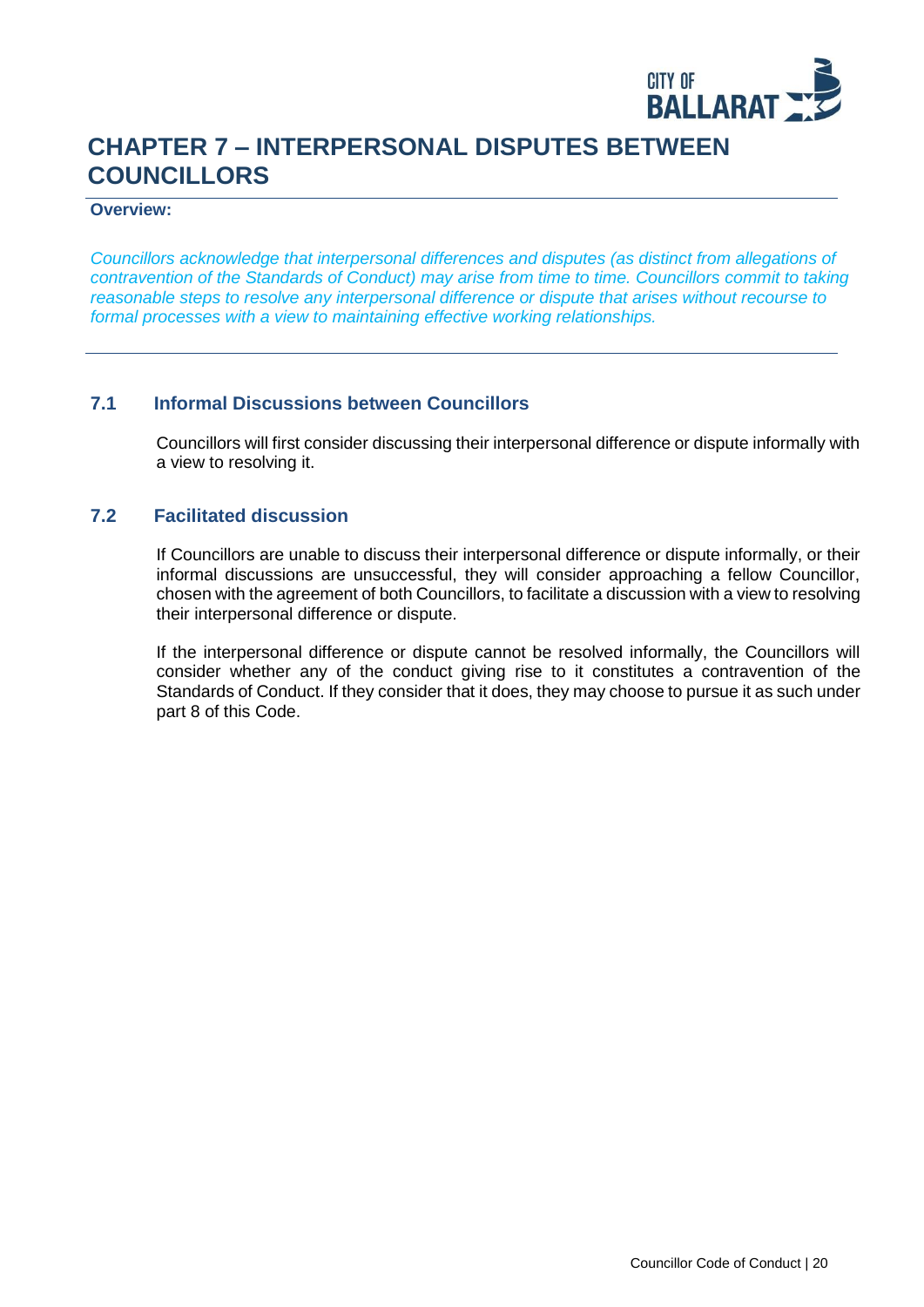# CHAPTER 7 – INTERPERSONAL DISPUTES BETWEEN COUNCILLORS

**Overview:**

*Councillors acknowledge that interpersonal differences and disputes (as distinct from allegations of contravention of the Standards of Conduct) may arise from time to time. Councillors commit to taking reasonable steps to resolve any interpersonal difference or dispute that arises without recourse to formal processes with a view to maintaining effective working relationships.*

## 7.1 Informal Discussions between Councillors

Councillors will first consider discussing their interpersonal difference or dispute informally with a view to resolving it.

## 7.2 Facilitated discussion

If Councillors are unable to discuss their interpersonal difference or dispute informally, or their informal discussions are unsuccessful, they will consider approaching a fellow Councillor, chosen with the agreement of both Councillors, to facilitate a discussion with a view to resolving their interpersonal difference or dispute.

If the interpersonal difference or dispute cannot be resolved informally, the Councillors will consider whether any of the conduct giving rise to it constitutes a contravention of the Standards of Conduct. If they consider that it does, they may choose to pursue it as such under part 8 of this Code.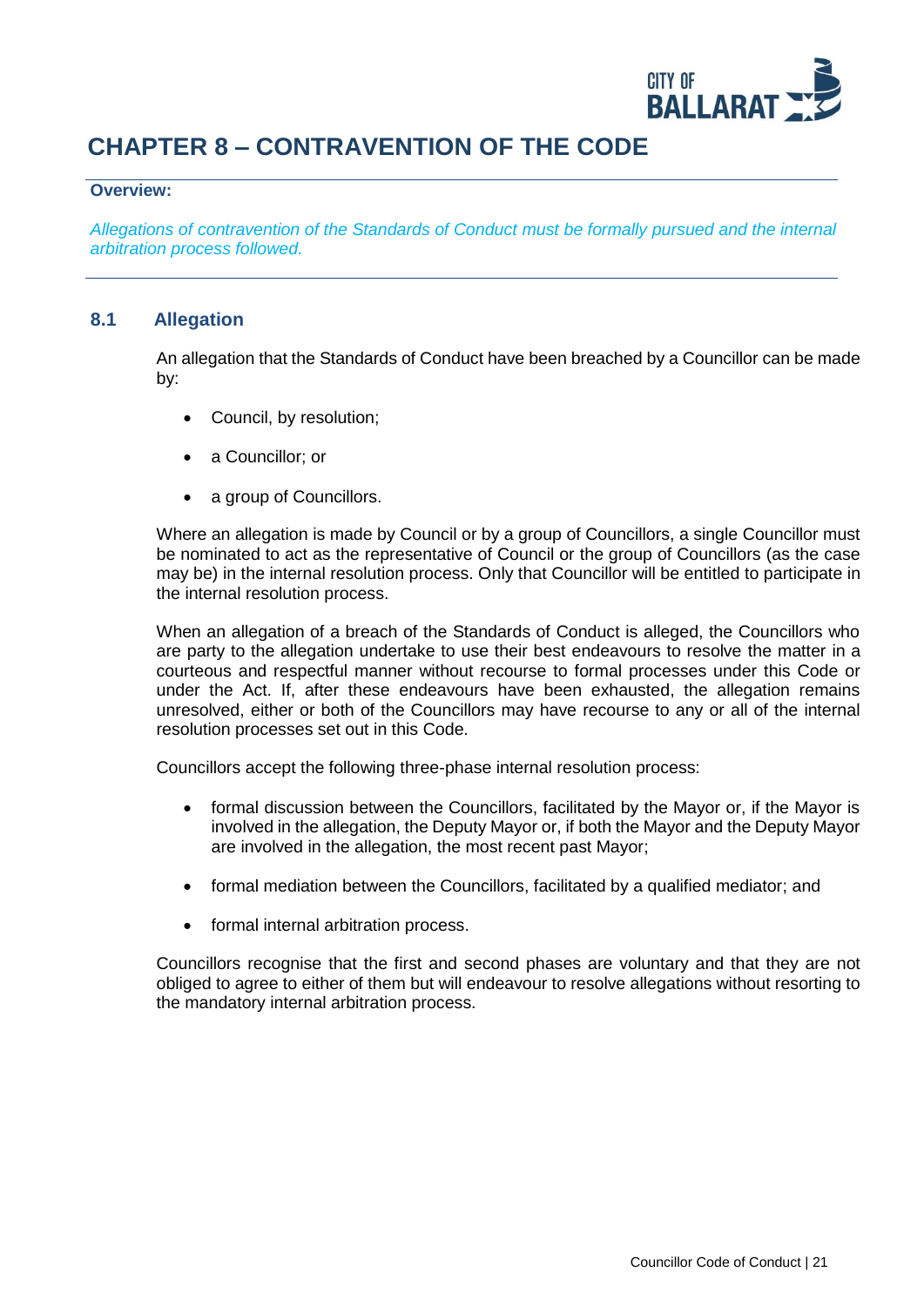# CHAPTER 8 – CONTRAVENTION OF THE CODE

**Overview:**

*Allegations of contravention of the Standards of Conduct must be formally pursued and the internal arbitration process followed.*

## 8.1 Allegation

An allegation that the Standards of Conduct have been breached by a Councillor can be made by:

- Council, by resolution;
- a Councillor; or
- a group of Councillors.

Where an allegation is made by Council or by a group of Councillors, a single Councillor must be nominated to act as the representative of Council or the group of Councillors (as the case may be) in the internal resolution process. Only that Councillor will be entitled to participate in the internal resolution process.

When an allegation of a breach of the Standards of Conduct is alleged, the Councillors who are party to the allegation undertake to use their best endeavours to resolve the matter in a courteous and respectful manner without recourse to formal processes under this Code or under the Act. If, after these endeavours have been exhausted, the allegation remains unresolved, either or both of the Councillors may have recourse to any or all of the internal resolution processes set out in this Code.

Councillors accept the following three-phase internal resolution process:

- formal discussion between the Councillors, facilitated by the Mayor or, if the Mayor is involved in the allegation, the Deputy Mayor or, if both the Mayor and the Deputy Mayor are involved in the allegation, the most recent past Mayor;
- formal mediation between the Councillors, facilitated by a qualified mediator; and
- formal internal arbitration process.

Councillors recognise that the first and second phases are voluntary and that they are not obliged to agree to either of them but will endeavour to resolve allegations without resorting to the mandatory internal arbitration process.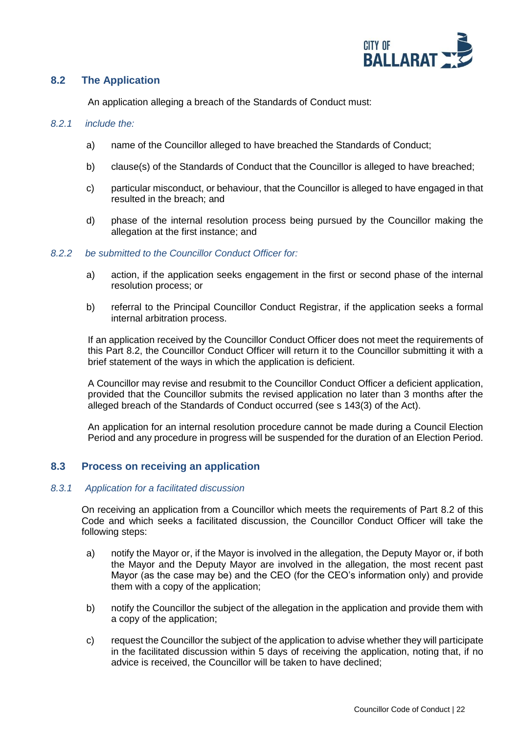## 8.2 The Application

An application alleging a breach of the Standards of Conduct must:

### *8.2.1 include the:*

a) name of the Councillor alleged to have breached the Standards of Conduct;

b) clause(s) of the Standards of Conduct that the Councillor is alleged to have breached;

c) particular misconduct, or behaviour, that the Councillor is alleged to have engaged in that resulted in the breach; and

d) phase of the internal resolution process being pursued by the Councillor making the allegation at the first instance; and

### *8.2.2 be submitted to the Councillor Conduct Officer for:*

a) action, if the application seeks engagement in the first or second phase of the internal resolution process; or

b) referral to the Principal Councillor Conduct Registrar, if the application seeks a formal internal arbitration process.

If an application received by the Councillor Conduct Officer does not meet the requirements of this Part 8.2, the Councillor Conduct Officer will return it to the Councillor submitting it with a brief statement of the ways in which the application is deficient.

A Councillor may revise and resubmit to the Councillor Conduct Officer a deficient application, provided that the Councillor submits the revised application no later than 3 months after the alleged breach of the Standards of Conduct occurred (see s 143(3) of the Act).

An application for an internal resolution procedure cannot be made during a Council Election Period and any procedure in progress will be suspended for the duration of an Election Period.

## 8.3 Process on receiving an application

### *8.3.1 Application for a facilitated discussion*

On receiving an application from a Councillor which meets the requirements of Part 8.2 of this Code and which seeks a facilitated discussion, the Councillor Conduct Officer will take the following steps:

a) notify the Mayor or, if the Mayor is involved in the allegation, the Deputy Mayor or, if both the Mayor and the Deputy Mayor are involved in the allegation, the most recent past Mayor (as the case may be) and the CEO (for the CEO's information only) and provide them with a copy of the application;

b) notify the Councillor the subject of the allegation in the application and provide them with a copy of the application;

c) request the Councillor the subject of the application to advise whether they will participate in the facilitated discussion within 5 days of receiving the application, noting that, if no advice is received, the Councillor will be taken to have declined;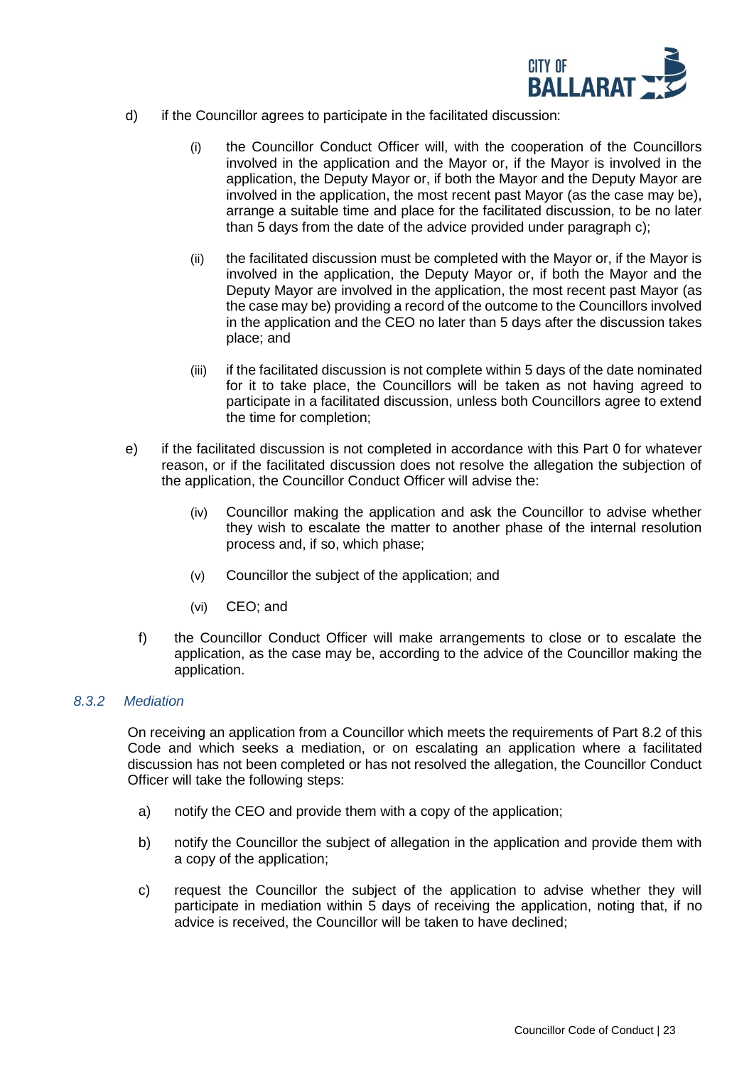d) if the Councillor agrees to participate in the facilitated discussion:

   (i) the Councillor Conduct Officer will, with the cooperation of the Councillors involved in the application and the Mayor or, if the Mayor is involved in the application, the Deputy Mayor or, if both the Mayor and the Deputy Mayor are involved in the application, the most recent past Mayor (as the case may be), arrange a suitable time and place for the facilitated discussion, to be no later than 5 days from the date of the advice provided under paragraph c);

   (ii) the facilitated discussion must be completed with the Mayor or, if the Mayor is involved in the application, the Deputy Mayor or, if both the Mayor and the Deputy Mayor are involved in the application, the most recent past Mayor (as the case may be) providing a record of the outcome to the Councillors involved in the application and the CEO no later than 5 days after the discussion takes place; and

   (iii) if the facilitated discussion is not complete within 5 days of the date nominated for it to take place, the Councillors will be taken as not having agreed to participate in a facilitated discussion, unless both Councillors agree to extend the time for completion;

e) if the facilitated discussion is not completed in accordance with this Part 0 for whatever reason, or if the facilitated discussion does not resolve the allegation the subjection of the application, the Councillor Conduct Officer will advise the:

   (iv) Councillor making the application and ask the Councillor to advise whether they wish to escalate the matter to another phase of the internal resolution process and, if so, which phase;

   (v) Councillor the subject of the application; and

   (vi) CEO; and

f) the Councillor Conduct Officer will make arrangements to close or to escalate the application, as the case may be, according to the advice of the Councillor making the application.

#### *8.3.2 Mediation*

On receiving an application from a Councillor which meets the requirements of Part 8.2 of this Code and which seeks a mediation, or on escalating an application where a facilitated discussion has not been completed or has not resolved the allegation, the Councillor Conduct Officer will take the following steps:

a) notify the CEO and provide them with a copy of the application;

b) notify the Councillor the subject of allegation in the application and provide them with a copy of the application;

c) request the Councillor the subject of the application to advise whether they will participate in mediation within 5 days of receiving the application, noting that, if no advice is received, the Councillor will be taken to have declined;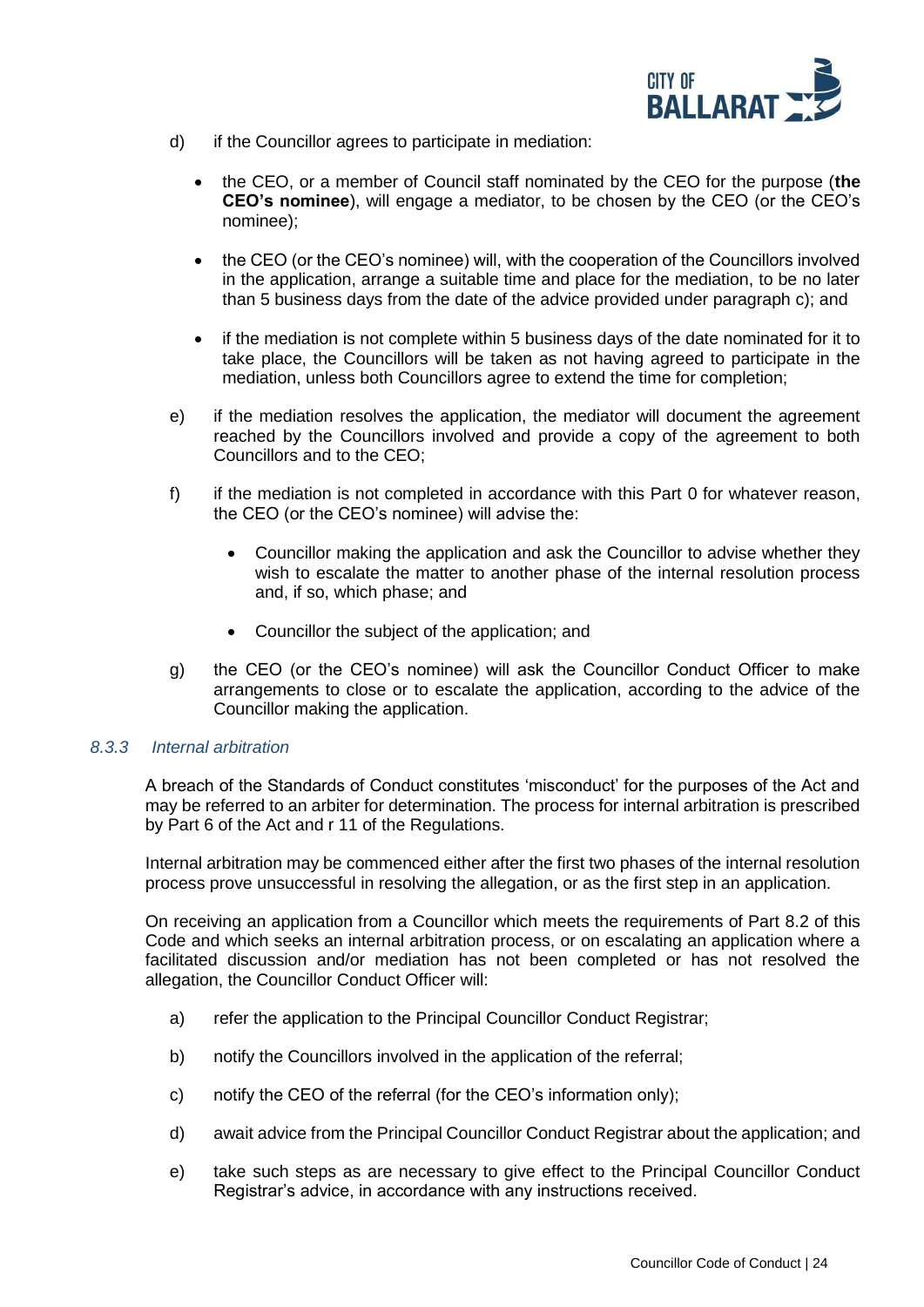d) if the Councillor agrees to participate in mediation:

- the CEO, or a member of Council staff nominated by the CEO for the purpose (**the CEO's nominee**), will engage a mediator, to be chosen by the CEO (or the CEO's nominee);
- the CEO (or the CEO's nominee) will, with the cooperation of the Councillors involved in the application, arrange a suitable time and place for the mediation, to be no later than 5 business days from the date of the advice provided under paragraph c); and
- if the mediation is not complete within 5 business days of the date nominated for it to take place, the Councillors will be taken as not having agreed to participate in the mediation, unless both Councillors agree to extend the time for completion;

e) if the mediation resolves the application, the mediator will document the agreement reached by the Councillors involved and provide a copy of the agreement to both Councillors and to the CEO;

f) if the mediation is not completed in accordance with this Part 0 for whatever reason, the CEO (or the CEO's nominee) will advise the:

- Councillor making the application and ask the Councillor to advise whether they wish to escalate the matter to another phase of the internal resolution process and, if so, which phase; and
- Councillor the subject of the application; and

g) the CEO (or the CEO's nominee) will ask the Councillor Conduct Officer to make arrangements to close or to escalate the application, according to the advice of the Councillor making the application.

### *8.3.3 Internal arbitration*

A breach of the Standards of Conduct constitutes 'misconduct' for the purposes of the Act and may be referred to an arbiter for determination. The process for internal arbitration is prescribed by Part 6 of the Act and r 11 of the Regulations.

Internal arbitration may be commenced either after the first two phases of the internal resolution process prove unsuccessful in resolving the allegation, or as the first step in an application.

On receiving an application from a Councillor which meets the requirements of Part 8.2 of this Code and which seeks an internal arbitration process, or on escalating an application where a facilitated discussion and/or mediation has not been completed or has not resolved the allegation, the Councillor Conduct Officer will:

a) refer the application to the Principal Councillor Conduct Registrar;

b) notify the Councillors involved in the application of the referral;

c) notify the CEO of the referral (for the CEO's information only);

d) await advice from the Principal Councillor Conduct Registrar about the application; and

e) take such steps as are necessary to give effect to the Principal Councillor Conduct Registrar's advice, in accordance with any instructions received.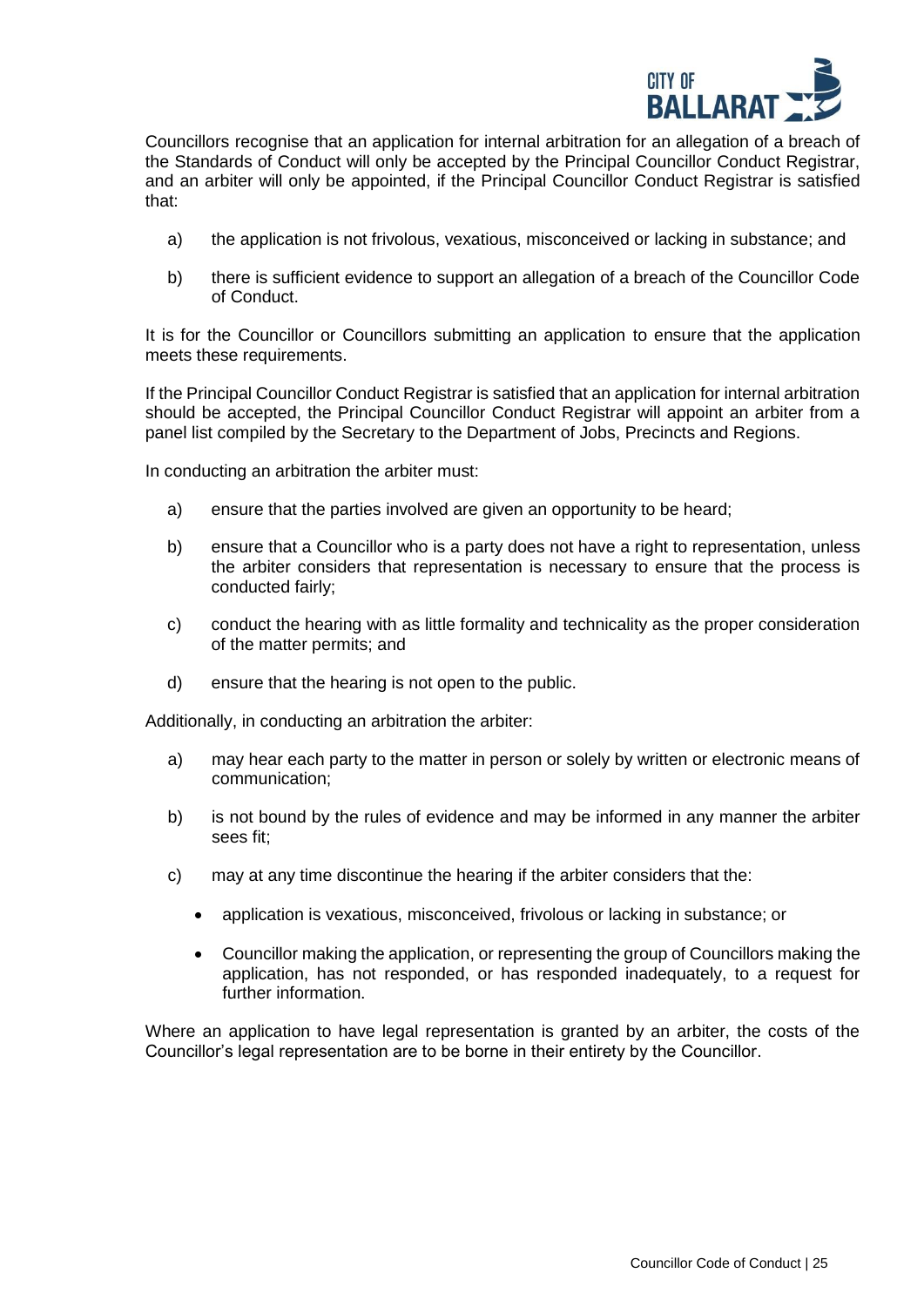Councillors recognise that an application for internal arbitration for an allegation of a breach of the Standards of Conduct will only be accepted by the Principal Councillor Conduct Registrar, and an arbiter will only be appointed, if the Principal Councillor Conduct Registrar is satisfied that:

a) the application is not frivolous, vexatious, misconceived or lacking in substance; and

b) there is sufficient evidence to support an allegation of a breach of the Councillor Code of Conduct.

It is for the Councillor or Councillors submitting an application to ensure that the application meets these requirements.

If the Principal Councillor Conduct Registrar is satisfied that an application for internal arbitration should be accepted, the Principal Councillor Conduct Registrar will appoint an arbiter from a panel list compiled by the Secretary to the Department of Jobs, Precincts and Regions.

In conducting an arbitration the arbiter must:

a) ensure that the parties involved are given an opportunity to be heard;

b) ensure that a Councillor who is a party does not have a right to representation, unless the arbiter considers that representation is necessary to ensure that the process is conducted fairly;

c) conduct the hearing with as little formality and technicality as the proper consideration of the matter permits; and

d) ensure that the hearing is not open to the public.

Additionally, in conducting an arbitration the arbiter:

a) may hear each party to the matter in person or solely by written or electronic means of communication;

b) is not bound by the rules of evidence and may be informed in any manner the arbiter sees fit;

c) may at any time discontinue the hearing if the arbiter considers that the:

- application is vexatious, misconceived, frivolous or lacking in substance; or
- Councillor making the application, or representing the group of Councillors making the application, has not responded, or has responded inadequately, to a request for further information.

Where an application to have legal representation is granted by an arbiter, the costs of the Councillor's legal representation are to be borne in their entirety by the Councillor.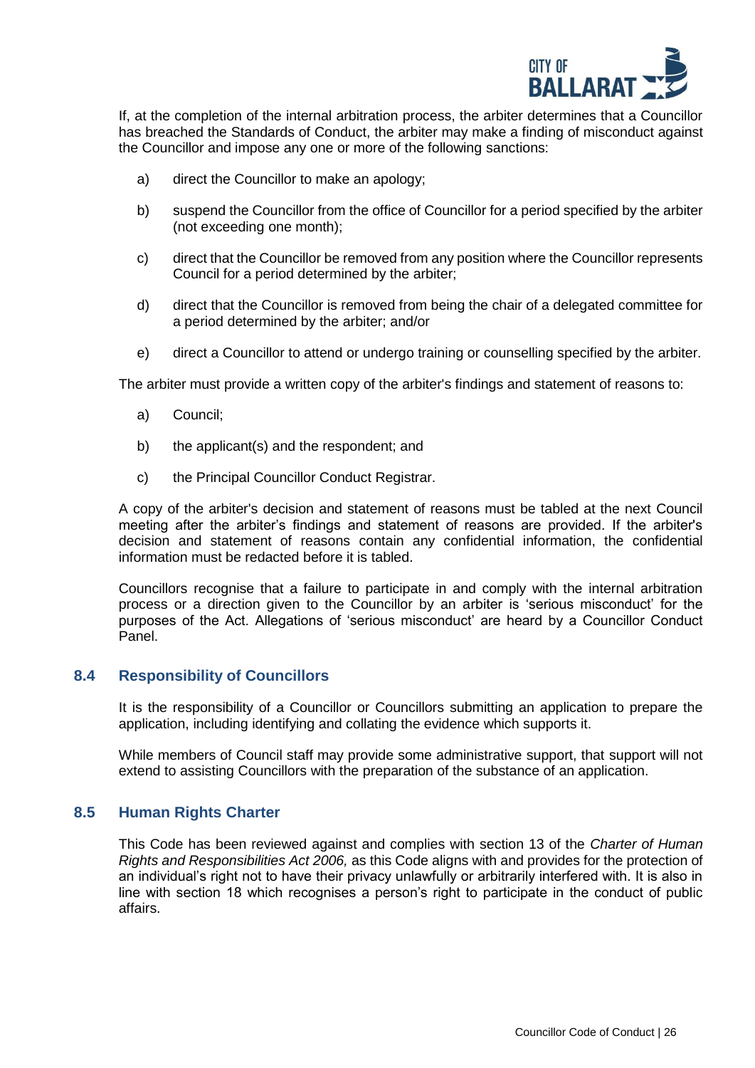If, at the completion of the internal arbitration process, the arbiter determines that a Councillor has breached the Standards of Conduct, the arbiter may make a finding of misconduct against the Councillor and impose any one or more of the following sanctions:

a) direct the Councillor to make an apology;

b) suspend the Councillor from the office of Councillor for a period specified by the arbiter (not exceeding one month);

c) direct that the Councillor be removed from any position where the Councillor represents Council for a period determined by the arbiter;

d) direct that the Councillor is removed from being the chair of a delegated committee for a period determined by the arbiter; and/or

e) direct a Councillor to attend or undergo training or counselling specified by the arbiter.

The arbiter must provide a written copy of the arbiter's findings and statement of reasons to:

a) Council;

b) the applicant(s) and the respondent; and

c) the Principal Councillor Conduct Registrar.

A copy of the arbiter's decision and statement of reasons must be tabled at the next Council meeting after the arbiter's findings and statement of reasons are provided. If the arbiter's decision and statement of reasons contain any confidential information, the confidential information must be redacted before it is tabled.

Councillors recognise that a failure to participate in and comply with the internal arbitration process or a direction given to the Councillor by an arbiter is 'serious misconduct' for the purposes of the Act. Allegations of 'serious misconduct' are heard by a Councillor Conduct Panel.

### 8.4 Responsibility of Councillors

It is the responsibility of a Councillor or Councillors submitting an application to prepare the application, including identifying and collating the evidence which supports it.

While members of Council staff may provide some administrative support, that support will not extend to assisting Councillors with the preparation of the substance of an application.

### 8.5 Human Rights Charter

This Code has been reviewed against and complies with section 13 of the *Charter of Human Rights and Responsibilities Act 2006,* as this Code aligns with and provides for the protection of an individual's right not to have their privacy unlawfully or arbitrarily interfered with. It is also in line with section 18 which recognises a person's right to participate in the conduct of public affairs.